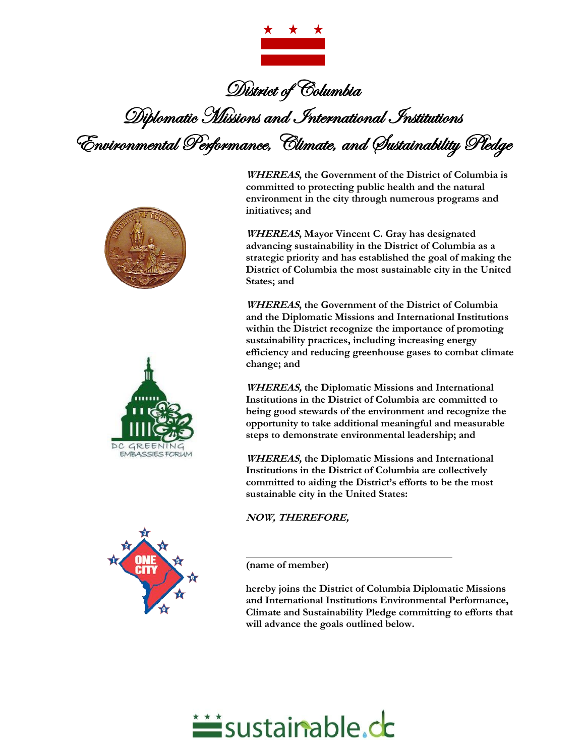# District of Columbia

## Diplomatic Missions and International Institutions

## Environmental Performance, Climate, and Sustainability Pledge

***WHEREAS*, the Government of the District of Columbia is committed to protecting public health and the natural environment in the city through numerous programs and initiatives; and**

***WHEREAS*, Mayor Vincent C. Gray has designated advancing sustainability in the District of Columbia as a strategic priority and has established the goal of making the District of Columbia the most sustainable city in the United States; and**

***WHEREAS*, the Government of the District of Columbia and the Diplomatic Missions and International Institutions within the District recognize the importance of promoting sustainability practices, including increasing energy efficiency and reducing greenhouse gases to combat climate change; and**

***WHEREAS,* the Diplomatic Missions and International Institutions in the District of Columbia are committed to being good stewards of the environment and recognize the opportunity to take additional meaningful and measurable steps to demonstrate environmental leadership; and**

***WHEREAS,* the Diplomatic Missions and International Institutions in the District of Columbia are collectively committed to aiding the District's efforts to be the most sustainable city in the United States:**

***NOW, THEREFORE,***

\_\_\_\_\_\_\_\_\_\_\_\_\_\_\_\_\_\_\_\_\_\_\_\_\_\_\_\_\_\_\_\_\_\_\_\_\_\_\_\_

**(name of member)**

**hereby joins the District of Columbia Diplomatic Missions and International Institutions Environmental Performance, Climate and Sustainability Pledge committing to efforts that will advance the goals outlined below.**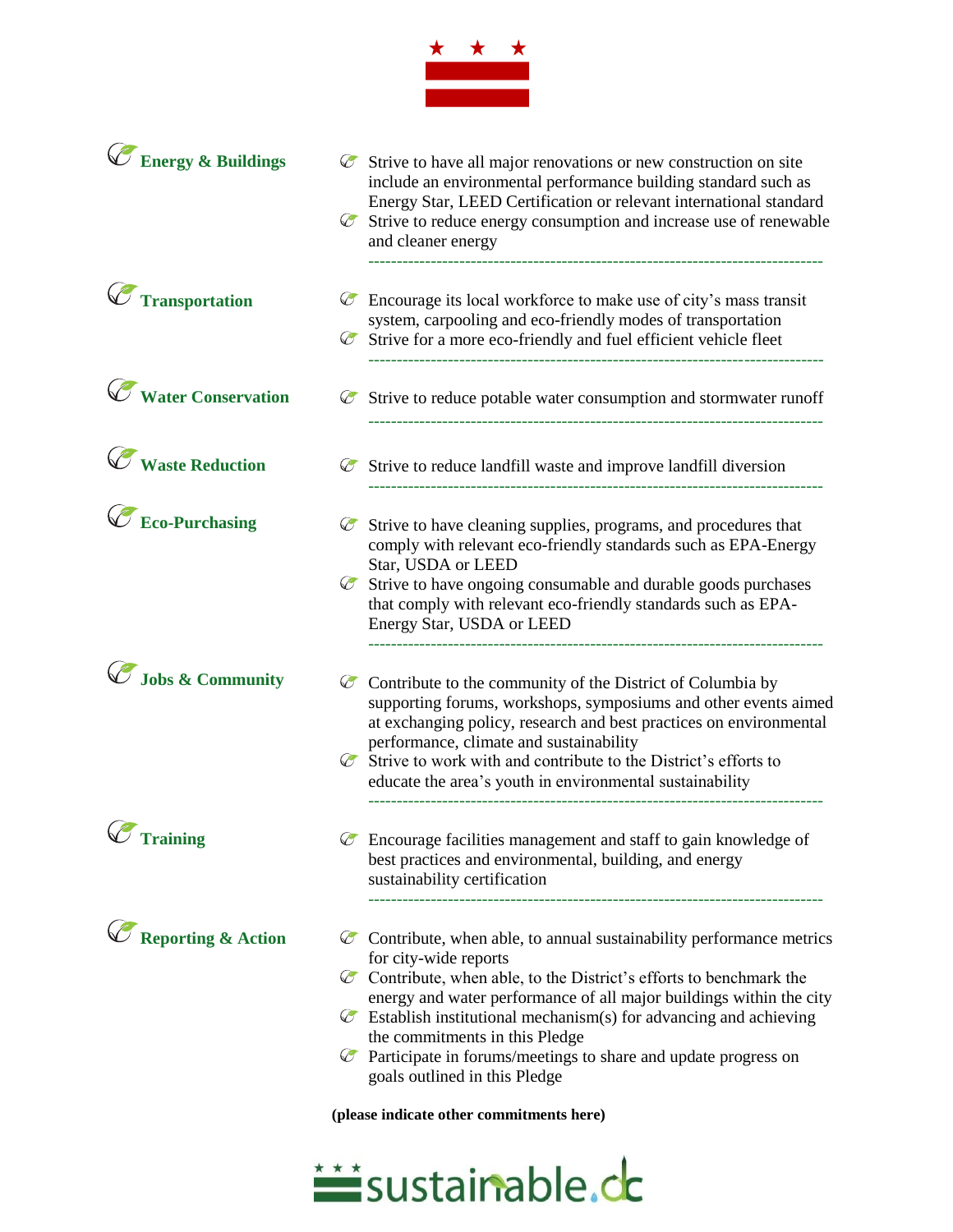**Energy & Buildings**

- Strive to have all major renovations or new construction on site include an environmental performance building standard such as Energy Star, LEED Certification or relevant international standard
- Strive to reduce energy consumption and increase use of renewable and cleaner energy

---

**Transportation**

- Encourage its local workforce to make use of city's mass transit system, carpooling and eco-friendly modes of transportation
- Strive for a more eco-friendly and fuel efficient vehicle fleet

---

**Water Conservation**

- Strive to reduce potable water consumption and stormwater runoff

---

**Waste Reduction**

- Strive to reduce landfill waste and improve landfill diversion

---

**Eco-Purchasing**

- Strive to have cleaning supplies, programs, and procedures that comply with relevant eco-friendly standards such as EPA-Energy Star, USDA or LEED
- Strive to have ongoing consumable and durable goods purchases that comply with relevant eco-friendly standards such as EPA-Energy Star, USDA or LEED

---

**Jobs & Community**

- Contribute to the community of the District of Columbia by supporting forums, workshops, symposiums and other events aimed at exchanging policy, research and best practices on environmental performance, climate and sustainability
- Strive to work with and contribute to the District's efforts to educate the area's youth in environmental sustainability

---

**Training**

- Encourage facilities management and staff to gain knowledge of best practices and environmental, building, and energy sustainability certification

---

**Reporting & Action**

- Contribute, when able, to annual sustainability performance metrics for city-wide reports
- Contribute, when able, to the District's efforts to benchmark the energy and water performance of all major buildings within the city
- Establish institutional mechanism(s) for advancing and achieving the commitments in this Pledge
- Participate in forums/meetings to share and update progress on goals outlined in this Pledge

**(please indicate other commitments here)**

sustainable.dc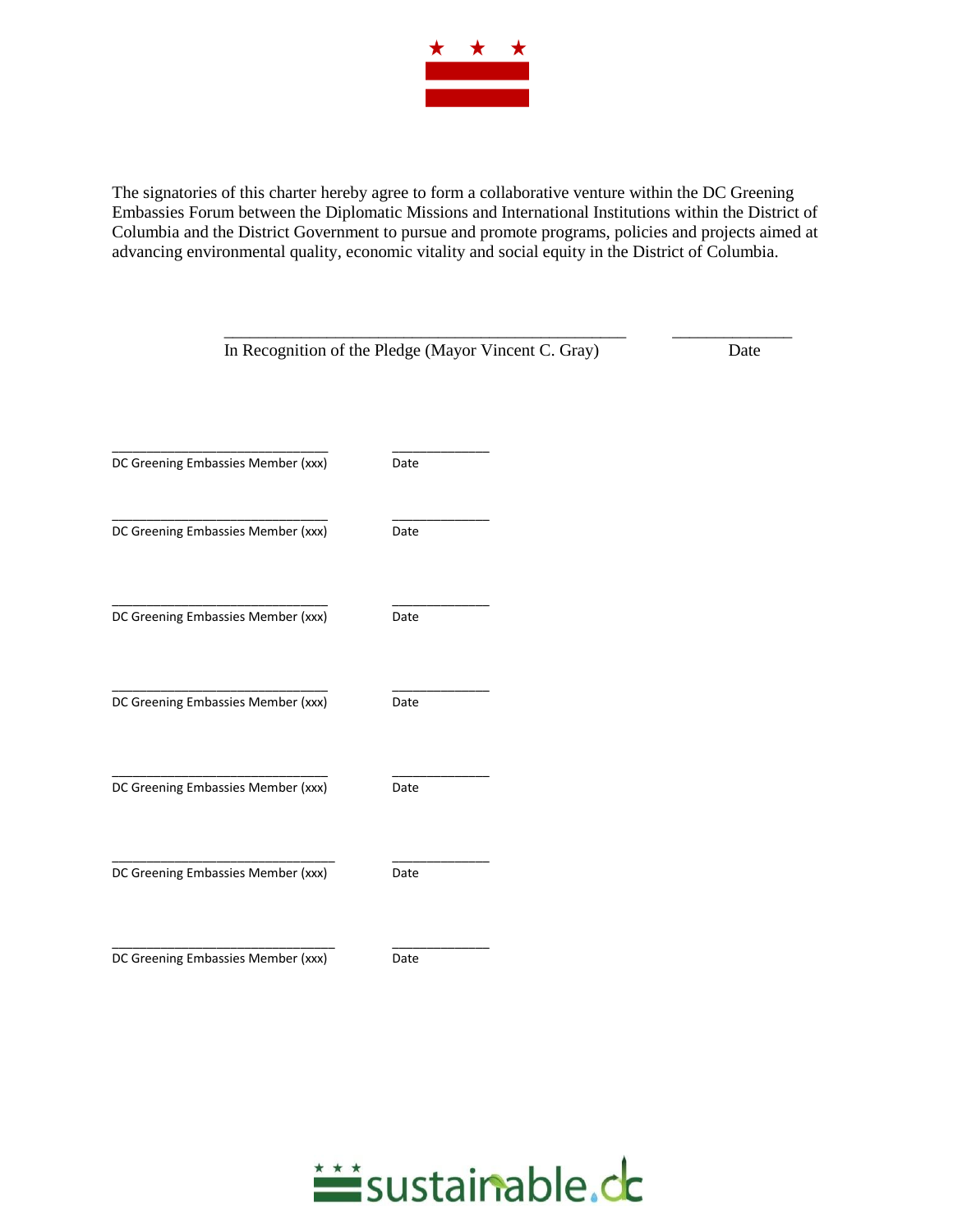The signatories of this charter hereby agree to form a collaborative venture within the DC Greening Embassies Forum between the Diplomatic Missions and International Institutions within the District of Columbia and the District Government to pursue and promote programs, policies and projects aimed at advancing environmental quality, economic vitality and social equity in the District of Columbia.

_______________________________________________ _____________

In Recognition of the Pledge (Mayor Vincent C. Gray) Date

_____________________________ _____________

DC Greening Embassies Member (xxx) Date

_____________________________ _____________

DC Greening Embassies Member (xxx) Date

_____________________________ _____________

DC Greening Embassies Member (xxx) Date

_____________________________ _____________

DC Greening Embassies Member (xxx) Date

_____________________________ _____________

DC Greening Embassies Member (xxx) Date

_____________________________ _____________

DC Greening Embassies Member (xxx) Date

_____________________________ _____________

DC Greening Embassies Member (xxx) Date

sustainable.dc